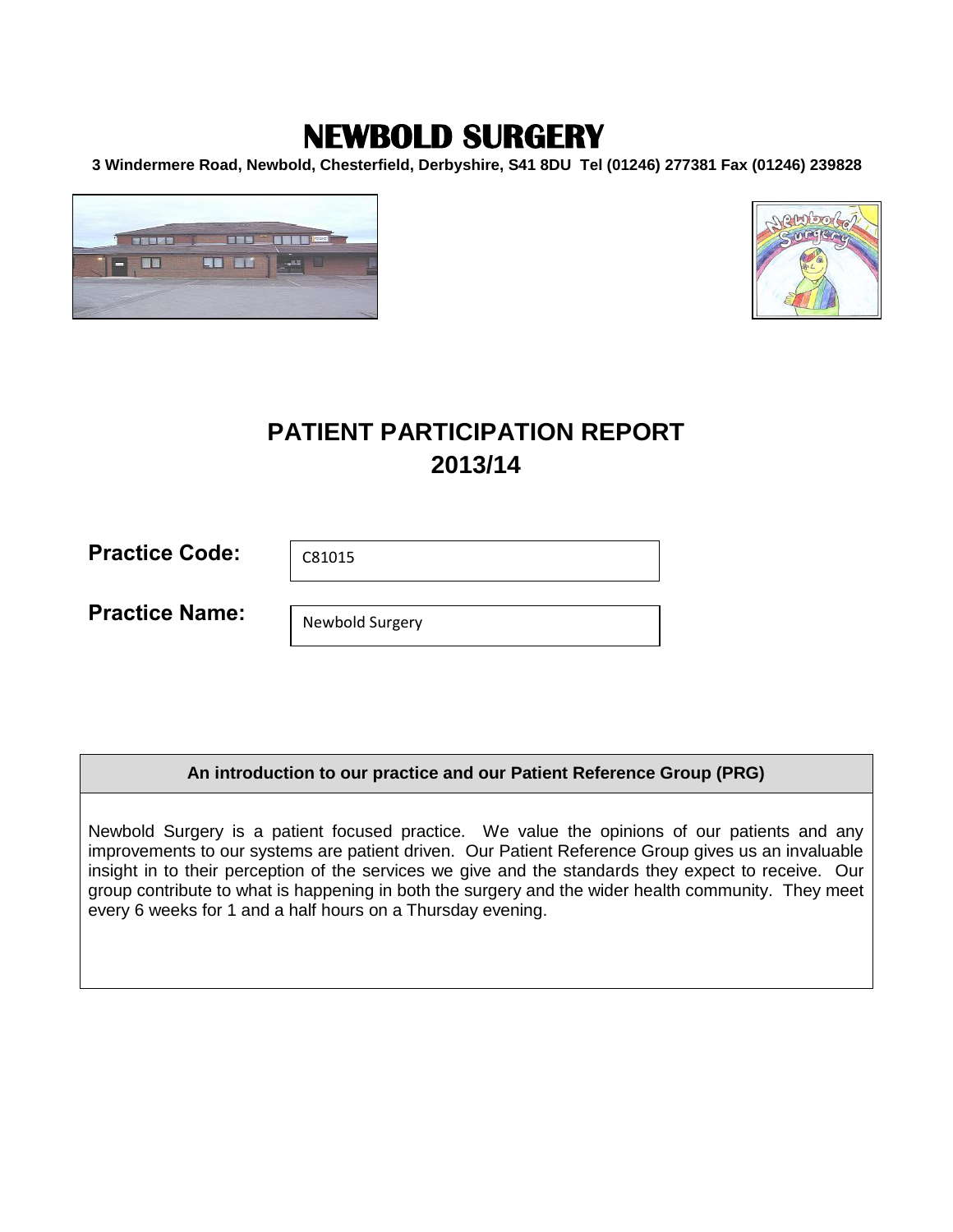# NEWBOLD SURGERY

**3 Windermere Road, Newbold, Chesterfield, Derbyshire, S41 8DU Tel (01246) 277381 Fax (01246) 239828**

## PATIENT PARTICIPATION REPORT 2013/14

**Practice Code:** C81015

**Practice Name:** Newbold Surgery

| An introduction to our practice and our Patient Reference Group (PRG) |
| --- |
| Newbold Surgery is a patient focused practice. We value the opinions of our patients and any improvements to our systems are patient driven. Our Patient Reference Group gives us an invaluable insight in to their perception of the services we give and the standards they expect to receive. Our group contribute to what is happening in both the surgery and the wider health community. They meet every 6 weeks for 1 and a half hours on a Thursday evening. |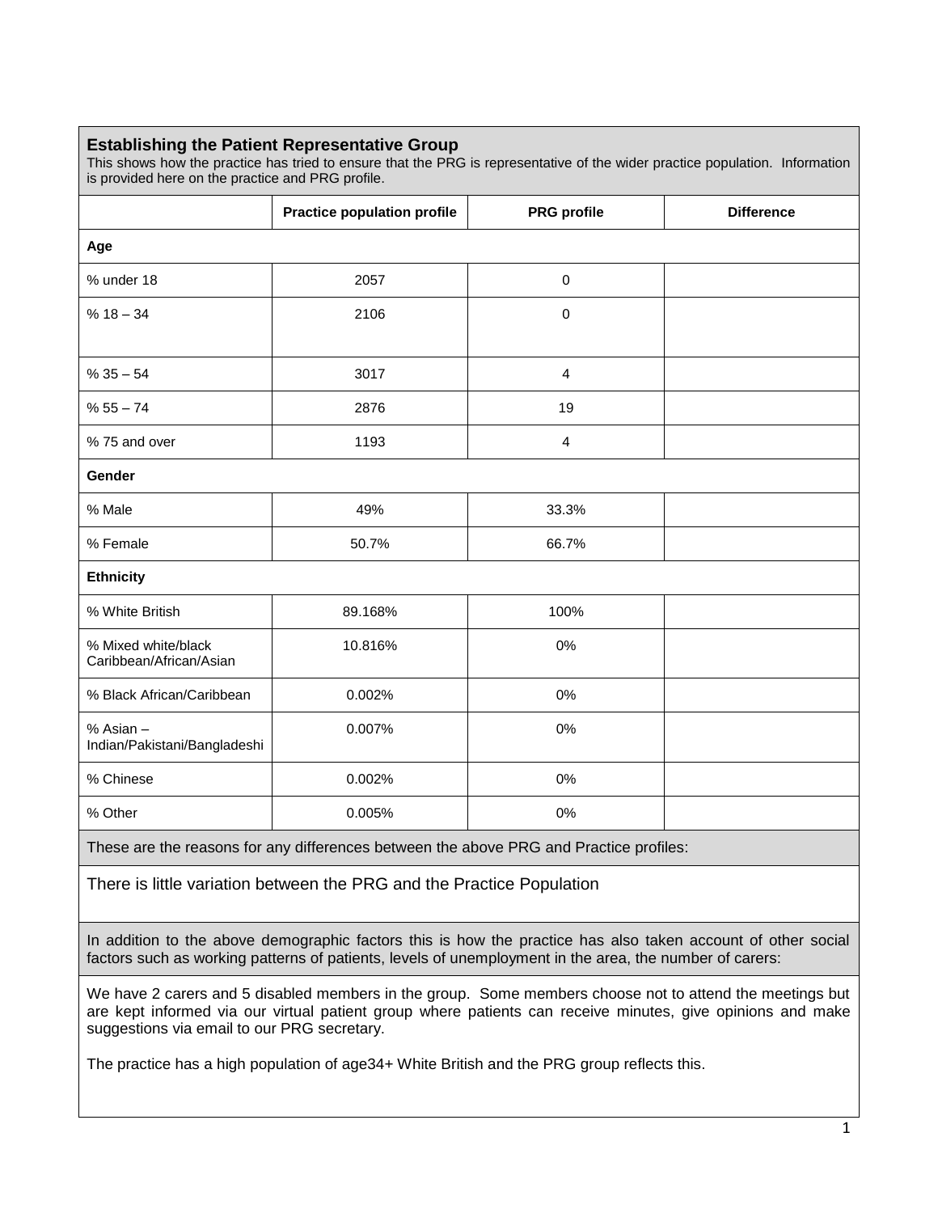### Establishing the Patient Representative Group

This shows how the practice has tried to ensure that the PRG is representative of the wider practice population. Information is provided here on the practice and PRG profile.

| | Practice population profile | PRG profile | Difference |
|---|---|---|---|
| **Age** | | | |
| % under 18 | 2057 | 0 | |
| % 18 – 34 | 2106 | 0 | |
| % 35 – 54 | 3017 | 4 | |
| % 55 – 74 | 2876 | 19 | |
| % 75 and over | 1193 | 4 | |
| **Gender** | | | |
| % Male | 49% | 33.3% | |
| % Female | 50.7% | 66.7% | |
| **Ethnicity** | | | |
| % White British | 89.168% | 100% | |
| % Mixed white/black Caribbean/African/Asian | 10.816% | 0% | |
| % Black African/Caribbean | 0.002% | 0% | |
| % Asian – Indian/Pakistani/Bangladeshi | 0.007% | 0% | |
| % Chinese | 0.002% | 0% | |
| % Other | 0.005% | 0% | |

These are the reasons for any differences between the above PRG and Practice profiles:

There is little variation between the PRG and the Practice Population

In addition to the above demographic factors this is how the practice has also taken account of other social factors such as working patterns of patients, levels of unemployment in the area, the number of carers:

We have 2 carers and 5 disabled members in the group. Some members choose not to attend the meetings but are kept informed via our virtual patient group where patients can receive minutes, give opinions and make suggestions via email to our PRG secretary.

The practice has a high population of age34+ White British and the PRG group reflects this.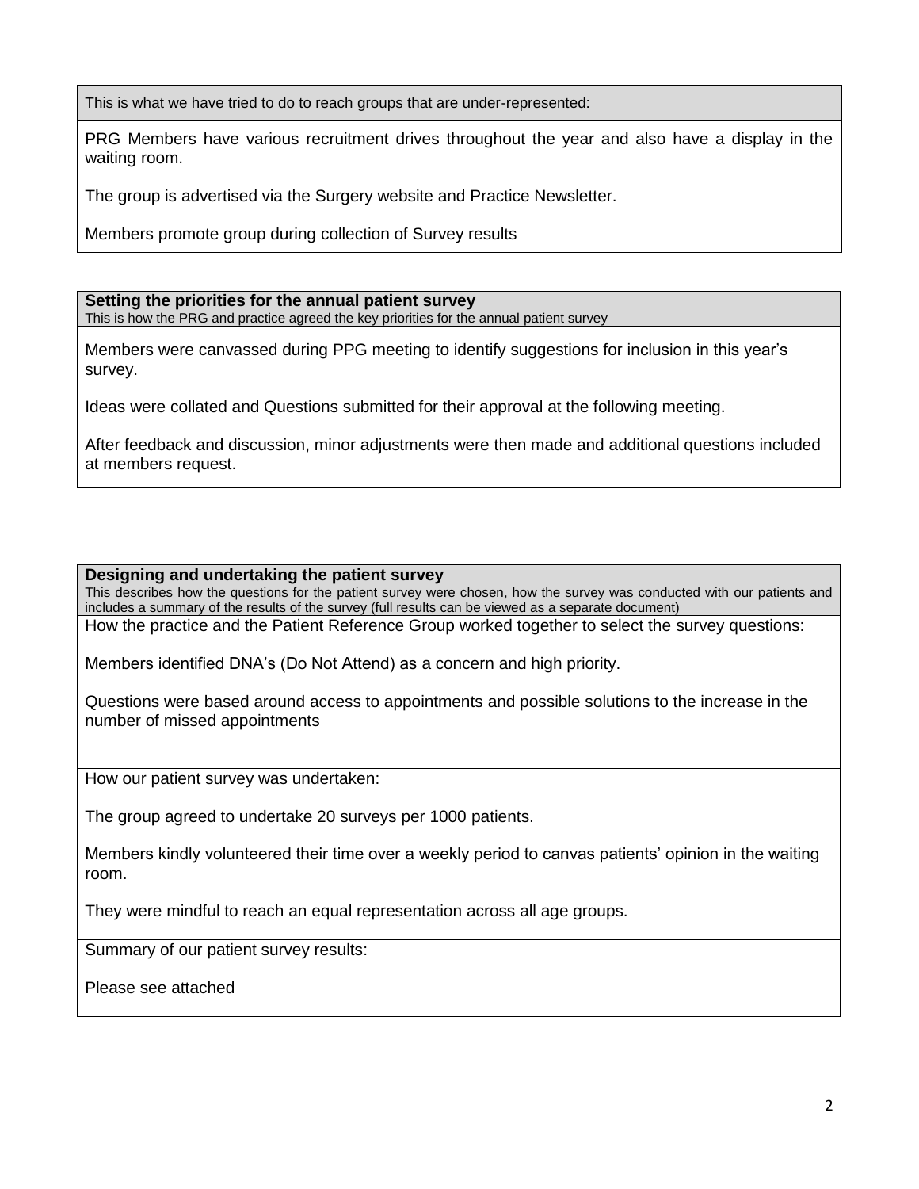This is what we have tried to do to reach groups that are under-represented:

PRG Members have various recruitment drives throughout the year and also have a display in the waiting room.

The group is advertised via the Surgery website and Practice Newsletter.

Members promote group during collection of Survey results

**Setting the priorities for the annual patient survey**

This is how the PRG and practice agreed the key priorities for the annual patient survey

Members were canvassed during PPG meeting to identify suggestions for inclusion in this year's survey.

Ideas were collated and Questions submitted for their approval at the following meeting.

After feedback and discussion, minor adjustments were then made and additional questions included at members request.

**Designing and undertaking the patient survey**

This describes how the questions for the patient survey were chosen, how the survey was conducted with our patients and includes a summary of the results of the survey (full results can be viewed as a separate document)

How the practice and the Patient Reference Group worked together to select the survey questions:

Members identified DNA's (Do Not Attend) as a concern and high priority.

Questions were based around access to appointments and possible solutions to the increase in the number of missed appointments

How our patient survey was undertaken:

The group agreed to undertake 20 surveys per 1000 patients.

Members kindly volunteered their time over a weekly period to canvas patients' opinion in the waiting room.

They were mindful to reach an equal representation across all age groups.

Summary of our patient survey results:

Please see attached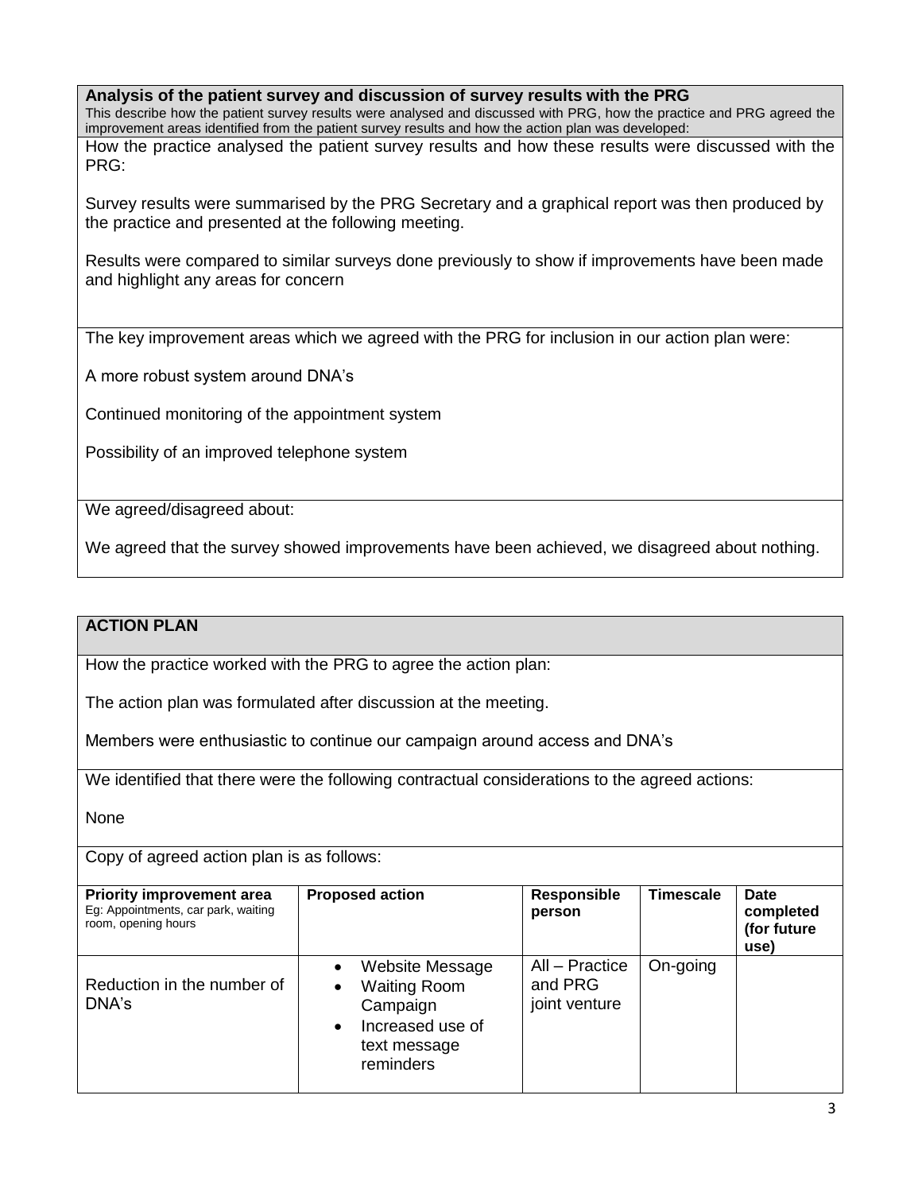**Analysis of the patient survey and discussion of survey results with the PRG**

This describe how the patient survey results were analysed and discussed with PRG, how the practice and PRG agreed the improvement areas identified from the patient survey results and how the action plan was developed:

How the practice analysed the patient survey results and how these results were discussed with the PRG:

Survey results were summarised by the PRG Secretary and a graphical report was then produced by the practice and presented at the following meeting.

Results were compared to similar surveys done previously to show if improvements have been made and highlight any areas for concern

The key improvement areas which we agreed with the PRG for inclusion in our action plan were:

A more robust system around DNA's

Continued monitoring of the appointment system

Possibility of an improved telephone system

We agreed/disagreed about:

We agreed that the survey showed improvements have been achieved, we disagreed about nothing.

**ACTION PLAN**

How the practice worked with the PRG to agree the action plan:

The action plan was formulated after discussion at the meeting.

Members were enthusiastic to continue our campaign around access and DNA's

We identified that there were the following contractual considerations to the agreed actions:

None

Copy of agreed action plan is as follows:

| **Priority improvement area** Eg: Appointments, car park, waiting room, opening hours | **Proposed action** | **Responsible person** | **Timescale** | **Date completed (for future use)** |
|---|---|---|---|---|
| Reduction in the number of DNA's | • Website Message<br>• Waiting Room Campaign<br>• Increased use of text message reminders | All – Practice and PRG joint venture | On-going | |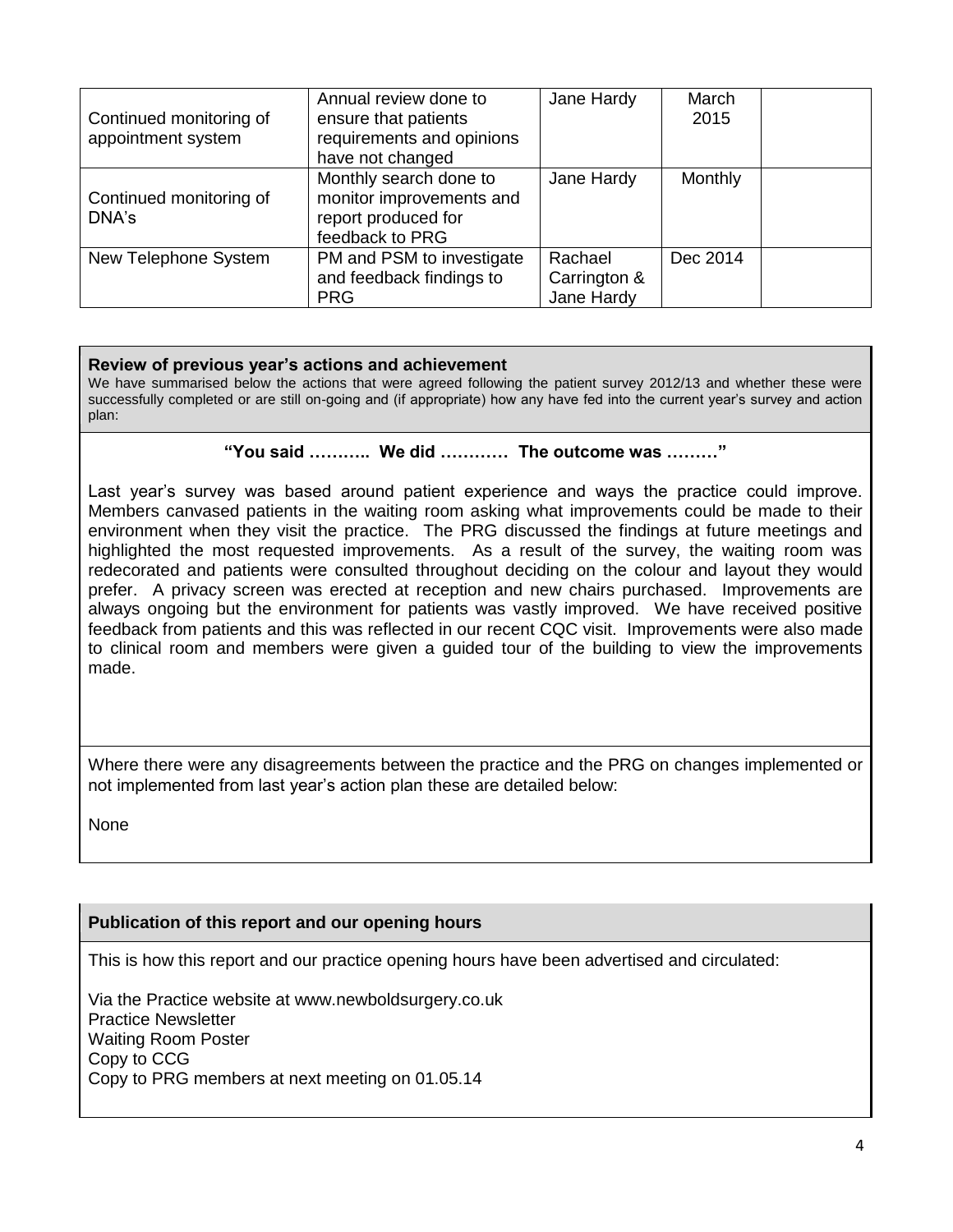| | | | | |
|---|---|---|---|---|
| Continued monitoring of appointment system | Annual review done to ensure that patients requirements and opinions have not changed | Jane Hardy | March 2015 | |
| Continued monitoring of DNA's | Monthly search done to monitor improvements and report produced for feedback to PRG | Jane Hardy | Monthly | |
| New Telephone System | PM and PSM to investigate and feedback findings to PRG | Rachael Carrington & Jane Hardy | Dec 2014 | |

**Review of previous year's actions and achievement**

We have summarised below the actions that were agreed following the patient survey 2012/13 and whether these were successfully completed or are still on-going and (if appropriate) how any have fed into the current year's survey and action plan:

**"You said ……….. We did ………… The outcome was ………"**

Last year's survey was based around patient experience and ways the practice could improve. Members canvased patients in the waiting room asking what improvements could be made to their environment when they visit the practice. The PRG discussed the findings at future meetings and highlighted the most requested improvements. As a result of the survey, the waiting room was redecorated and patients were consulted throughout deciding on the colour and layout they would prefer. A privacy screen was erected at reception and new chairs purchased. Improvements are always ongoing but the environment for patients was vastly improved. We have received positive feedback from patients and this was reflected in our recent CQC visit. Improvements were also made to clinical room and members were given a guided tour of the building to view the improvements made.

Where there were any disagreements between the practice and the PRG on changes implemented or not implemented from last year's action plan these are detailed below:

None

**Publication of this report and our opening hours**

This is how this report and our practice opening hours have been advertised and circulated:

Via the Practice website at www.newboldsurgery.co.uk
Practice Newsletter
Waiting Room Poster
Copy to CCG
Copy to PRG members at next meeting on 01.05.14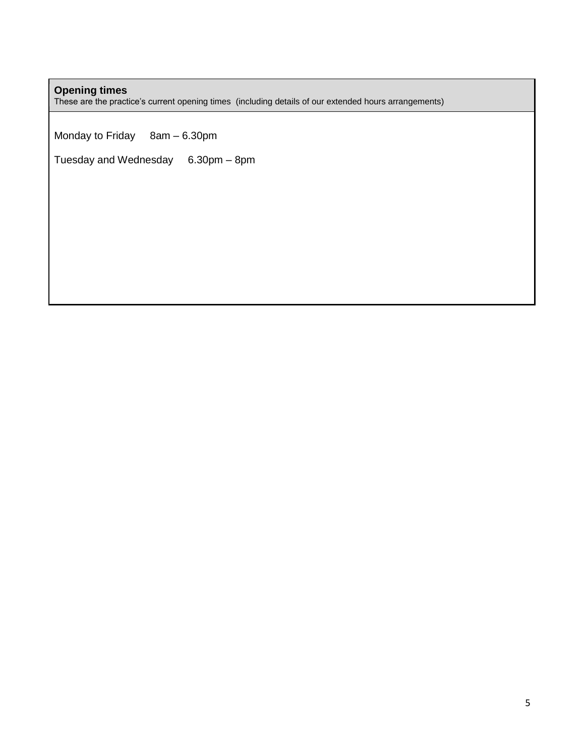**Opening times**

These are the practice's current opening times (including details of our extended hours arrangements)

Monday to Friday 8am – 6.30pm

Tuesday and Wednesday 6.30pm – 8pm